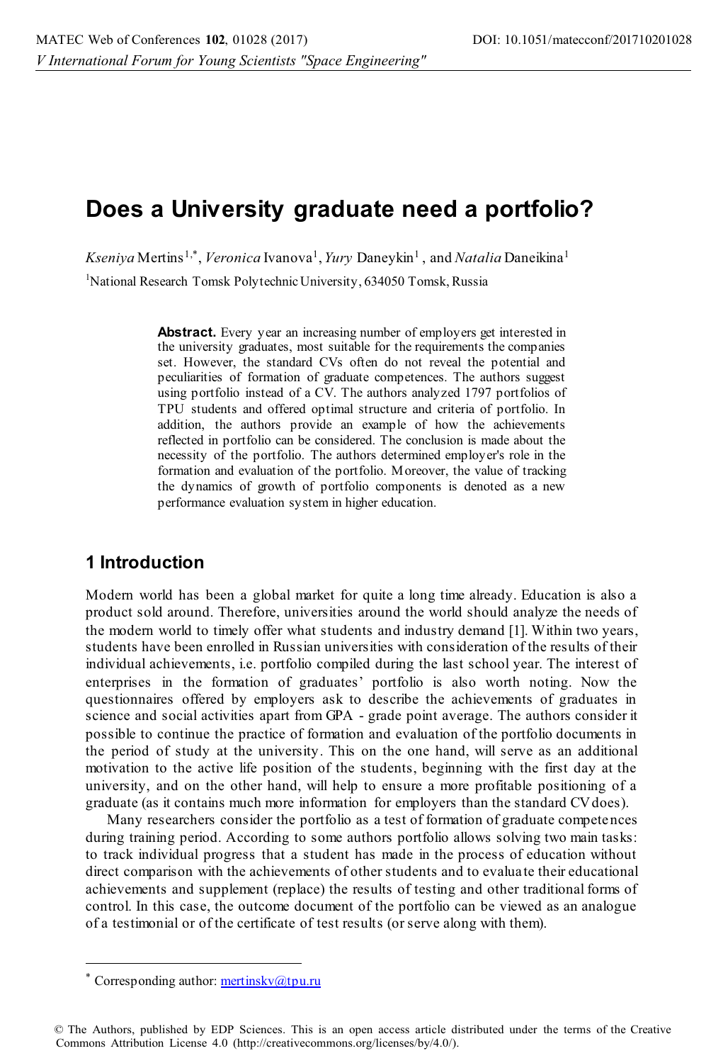# Does a University graduate need a portfolio?

*Kseniya* Mertins[1,*], *Veronica* Ivanova[1], *Yury* Daneykin[1], and *Natalia* Daneikina[1]

[1]National Research Tomsk Polytechnic University, 634050 Tomsk, Russia

**Abstract.** Every year an increasing number of employers get interested in the university graduates, most suitable for the requirements the companies set. However, the standard CVs often do not reveal the potential and peculiarities of formation of graduate competences. The authors suggest using portfolio instead of a CV. The authors analyzed 1797 portfolios of TPU students and offered optimal structure and criteria of portfolio. In addition, the authors provide an example of how the achievements reflected in portfolio can be considered. The conclusion is made about the necessity of the portfolio. The authors determined employer's role in the formation and evaluation of the portfolio. Moreover, the value of tracking the dynamics of growth of portfolio components is denoted as a new performance evaluation system in higher education.

## 1 Introduction

Modern world has been a global market for quite a long time already. Education is also a product sold around. Therefore, universities around the world should analyze the needs of the modern world to timely offer what students and industry demand [1]. Within two years, students have been enrolled in Russian universities with consideration of the results of their individual achievements, i.e. portfolio compiled during the last school year. The interest of enterprises in the formation of graduates' portfolio is also worth noting. Now the questionnaires offered by employers ask to describe the achievements of graduates in science and social activities apart from GPA - grade point average. The authors consider it possible to continue the practice of formation and evaluation of the portfolio documents in the period of study at the university. This on the one hand, will serve as an additional motivation to the active life position of the students, beginning with the first day at the university, and on the other hand, will help to ensure a more profitable positioning of a graduate (as it contains much more information for employers than the standard CV does).

Many researchers consider the portfolio as a test of formation of graduate competences during training period. According to some authors portfolio allows solving two main tasks: to track individual progress that a student has made in the process of education without direct comparison with the achievements of other students and to evaluate their educational achievements and supplement (replace) the results of testing and other traditional forms of control. In this case, the outcome document of the portfolio can be viewed as an analogue of a testimonial or of the certificate of test results (or serve along with them).

[*] Corresponding author: mertinskv@tpu.ru

© The Authors, published by EDP Sciences. This is an open access article distributed under the terms of the Creative Commons Attribution License 4.0 (http://creativecommons.org/licenses/by/4.0/).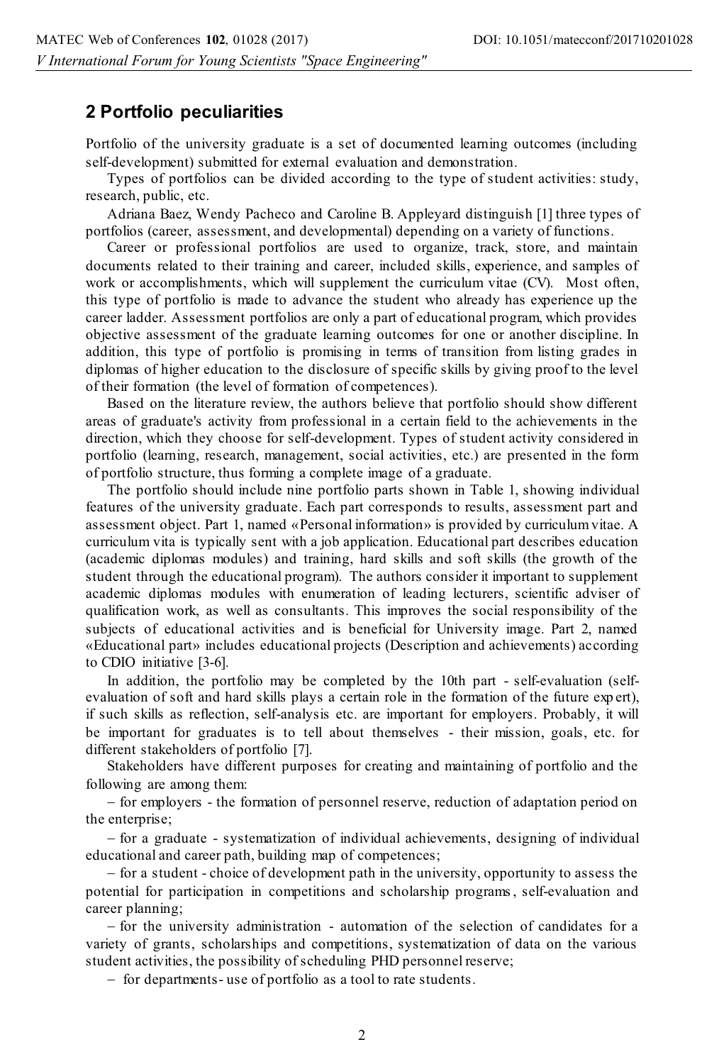## 2 Portfolio peculiarities

Portfolio of the university graduate is a set of documented learning outcomes (including self-development) submitted for external evaluation and demonstration.

Types of portfolios can be divided according to the type of student activities: study, research, public, etc.

Adriana Baez, Wendy Pacheco and Caroline B. Appleyard distinguish [1] three types of portfolios (career, assessment, and developmental) depending on a variety of functions.

Career or professional portfolios are used to organize, track, store, and maintain documents related to their training and career, included skills, experience, and samples of work or accomplishments, which will supplement the curriculum vitae (CV). Most often, this type of portfolio is made to advance the student who already has experience up the career ladder. Assessment portfolios are only a part of educational program, which provides objective assessment of the graduate learning outcomes for one or another discipline. In addition, this type of portfolio is promising in terms of transition from listing grades in diplomas of higher education to the disclosure of specific skills by giving proof to the level of their formation (the level of formation of competences).

Based on the literature review, the authors believe that portfolio should show different areas of graduate's activity from professional in a certain field to the achievements in the direction, which they choose for self-development. Types of student activity considered in portfolio (learning, research, management, social activities, etc.) are presented in the form of portfolio structure, thus forming a complete image of a graduate.

The portfolio should include nine portfolio parts shown in Table 1, showing individual features of the university graduate. Each part corresponds to results, assessment part and assessment object. Part 1, named «Personal information» is provided by curriculum vitae. A curriculum vita is typically sent with a job application. Educational part describes education (academic diplomas modules) and training, hard skills and soft skills (the growth of the student through the educational program). The authors consider it important to supplement academic diplomas modules with enumeration of leading lecturers, scientific adviser of qualification work, as well as consultants. This improves the social responsibility of the subjects of educational activities and is beneficial for University image. Part 2, named «Educational part» includes educational projects (Description and achievements) according to CDIO initiative [3-6].

In addition, the portfolio may be completed by the 10th part - self-evaluation (self-evaluation of soft and hard skills plays a certain role in the formation of the future expert), if such skills as reflection, self-analysis etc. are important for employers. Probably, it will be important for graduates is to tell about themselves - their mission, goals, etc. for different stakeholders of portfolio [7].

Stakeholders have different purposes for creating and maintaining of portfolio and the following are among them:

– for employers - the formation of personnel reserve, reduction of adaptation period on the enterprise;

– for a graduate - systematization of individual achievements, designing of individual educational and career path, building map of competences;

– for a student - choice of development path in the university, opportunity to assess the potential for participation in competitions and scholarship programs, self-evaluation and career planning;

– for the university administration - automation of the selection of candidates for a variety of grants, scholarships and competitions, systematization of data on the various student activities, the possibility of scheduling PHD personnel reserve;

– for departments- use of portfolio as a tool to rate students.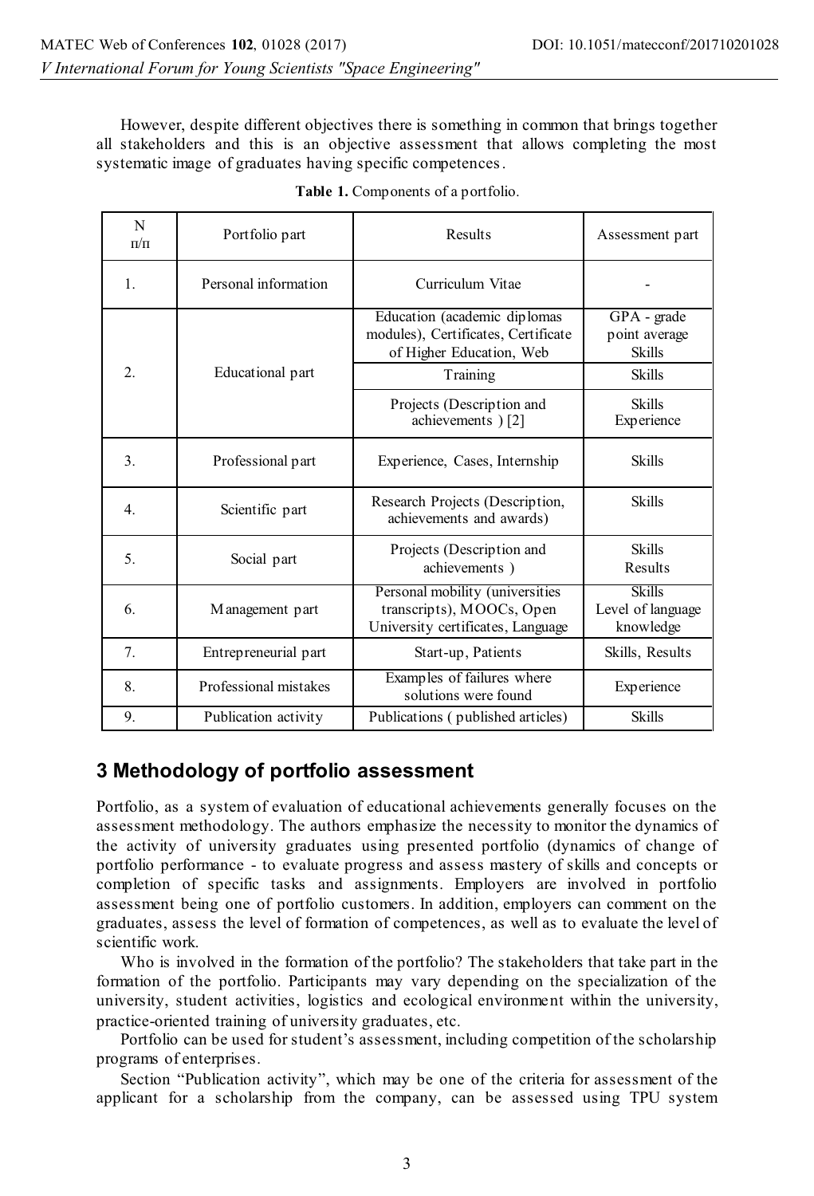However, despite different objectives there is something in common that brings together all stakeholders and this is an objective assessment that allows completing the most systematic image of graduates having specific competences.

**Table 1.** Components of a portfolio.

| N п/п | Portfolio part | Results | Assessment part |
|---|---|---|---|
| 1. | Personal information | Curriculum Vitae | - |
| 2. | Educational part | Education (academic diplomas modules), Certificates, Certificate of Higher Education, Web | GPA - grade point average Skills |
| | | Training | Skills |
| | | Projects (Description and achievements ) [2] | Skills Experience |
| 3. | Professional part | Experience, Cases, Internship | Skills |
| 4. | Scientific part | Research Projects (Description, achievements and awards) | Skills |
| 5. | Social part | Projects (Description and achievements ) | Skills Results |
| 6. | Management part | Personal mobility (universities transcripts), MOOCs, Open University certificates, Language | Skills Level of language knowledge |
| 7. | Entrepreneurial part | Start-up, Patients | Skills, Results |
| 8. | Professional mistakes | Examples of failures where solutions were found | Experience |
| 9. | Publication activity | Publications ( published articles) | Skills |

## 3 Methodology of portfolio assessment

Portfolio, as a system of evaluation of educational achievements generally focuses on the assessment methodology. The authors emphasize the necessity to monitor the dynamics of the activity of university graduates using presented portfolio (dynamics of change of portfolio performance - to evaluate progress and assess mastery of skills and concepts or completion of specific tasks and assignments. Employers are involved in portfolio assessment being one of portfolio customers. In addition, employers can comment on the graduates, assess the level of formation of competences, as well as to evaluate the level of scientific work.

Who is involved in the formation of the portfolio? The stakeholders that take part in the formation of the portfolio. Participants may vary depending on the specialization of the university, student activities, logistics and ecological environment within the university, practice-oriented training of university graduates, etc.

Portfolio can be used for student's assessment, including competition of the scholarship programs of enterprises.

Section "Publication activity", which may be one of the criteria for assessment of the applicant for a scholarship from the company, can be assessed using TPU system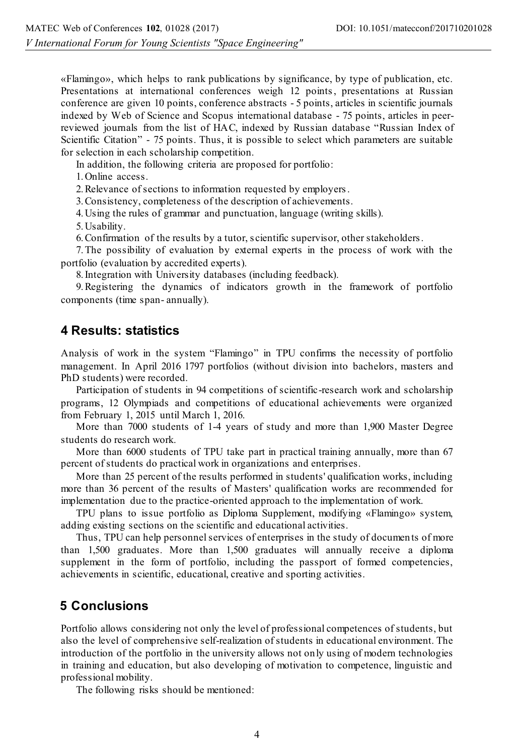«Flamingo», which helps to rank publications by significance, by type of publication, etc. Presentations at international conferences weigh 12 points, presentations at Russian conference are given 10 points, conference abstracts - 5 points, articles in scientific journals indexed by Web of Science and Scopus international database - 75 points, articles in peer-reviewed journals from the list of HAC, indexed by Russian database "Russian Index of Scientific Citation" - 75 points. Thus, it is possible to select which parameters are suitable for selection in each scholarship competition.

In addition, the following criteria are proposed for portfolio:

1. Online access.
2. Relevance of sections to information requested by employers.
3. Consistency, completeness of the description of achievements.
4. Using the rules of grammar and punctuation, language (writing skills).
5. Usability.
6. Confirmation of the results by a tutor, scientific supervisor, other stakeholders.
7. The possibility of evaluation by external experts in the process of work with the portfolio (evaluation by accredited experts).
8. Integration with University databases (including feedback).
9. Registering the dynamics of indicators growth in the framework of portfolio components (time span- annually).

## 4 Results: statistics

Analysis of work in the system "Flamingo" in TPU confirms the necessity of portfolio management. In April 2016 1797 portfolios (without division into bachelors, masters and PhD students) were recorded.

Participation of students in 94 competitions of scientific-research work and scholarship programs, 12 Olympiads and competitions of educational achievements were organized from February 1, 2015 until March 1, 2016.

More than 7000 students of 1-4 years of study and more than 1,900 Master Degree students do research work.

More than 6000 students of TPU take part in practical training annually, more than 67 percent of students do practical work in organizations and enterprises.

More than 25 percent of the results performed in students' qualification works, including more than 36 percent of the results of Masters' qualification works are recommended for implementation due to the practice-oriented approach to the implementation of work.

TPU plans to issue portfolio as Diploma Supplement, modifying «Flamingo» system, adding existing sections on the scientific and educational activities.

Thus, TPU can help personnel services of enterprises in the study of documents of more than 1,500 graduates. More than 1,500 graduates will annually receive a diploma supplement in the form of portfolio, including the passport of formed competencies, achievements in scientific, educational, creative and sporting activities.

## 5 Conclusions

Portfolio allows considering not only the level of professional competences of students, but also the level of comprehensive self-realization of students in educational environment. The introduction of the portfolio in the university allows not only using of modern technologies in training and education, but also developing of motivation to competence, linguistic and professional mobility.

The following risks should be mentioned: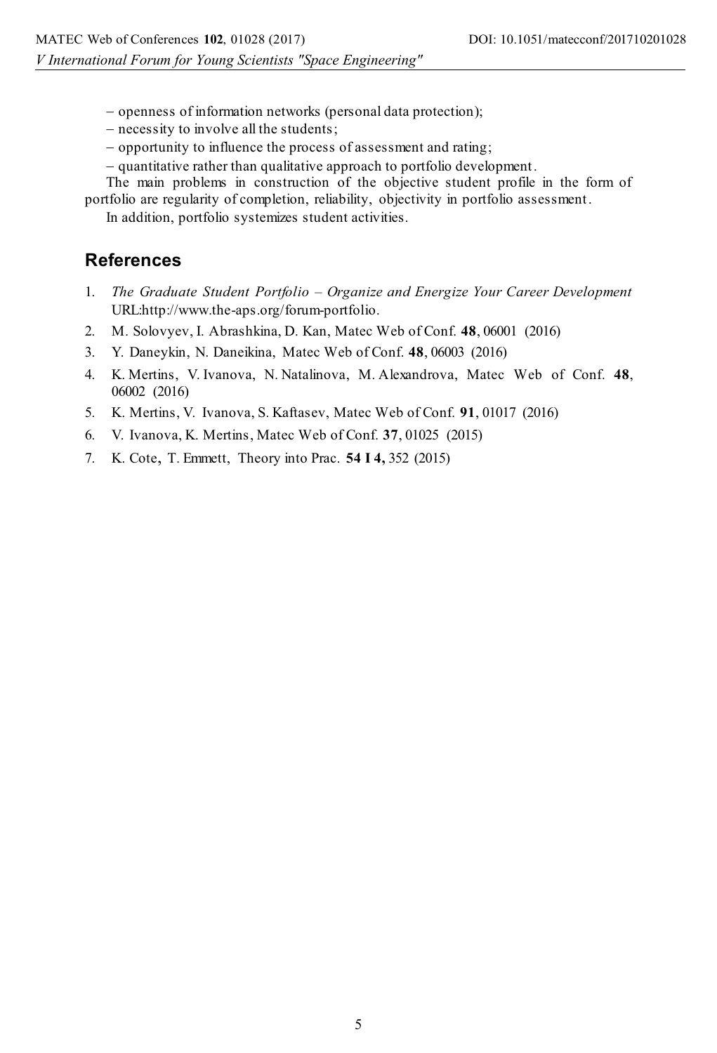– openness of information networks (personal data protection);
– necessity to involve all the students;
– opportunity to influence the process of assessment and rating;
– quantitative rather than qualitative approach to portfolio development.

The main problems in construction of the objective student profile in the form of portfolio are regularity of completion, reliability, objectivity in portfolio assessment.

In addition, portfolio systemizes student activities.

## References

1. *The Graduate Student Portfolio – Organize and Energize Your Career Development* URL:http://www.the-aps.org/forum-portfolio.
2. M. Solovyev, I. Abrashkina, D. Kan, Matec Web of Conf. **48**, 06001 (2016)
3. Y. Daneykin, N. Daneikina, Matec Web of Conf. **48**, 06003 (2016)
4. K. Mertins, V. Ivanova, N. Natalinova, M. Alexandrova, Matec Web of Conf. **48**, 06002 (2016)
5. K. Mertins, V. Ivanova, S. Kaftasev, Matec Web of Conf. **91**, 01017 (2016)
6. V. Ivanova, K. Mertins, Matec Web of Conf. **37**, 01025 (2015)
7. K. Cote, T. Emmett, Theory into Prac. **54 I 4,** 352 (2015)